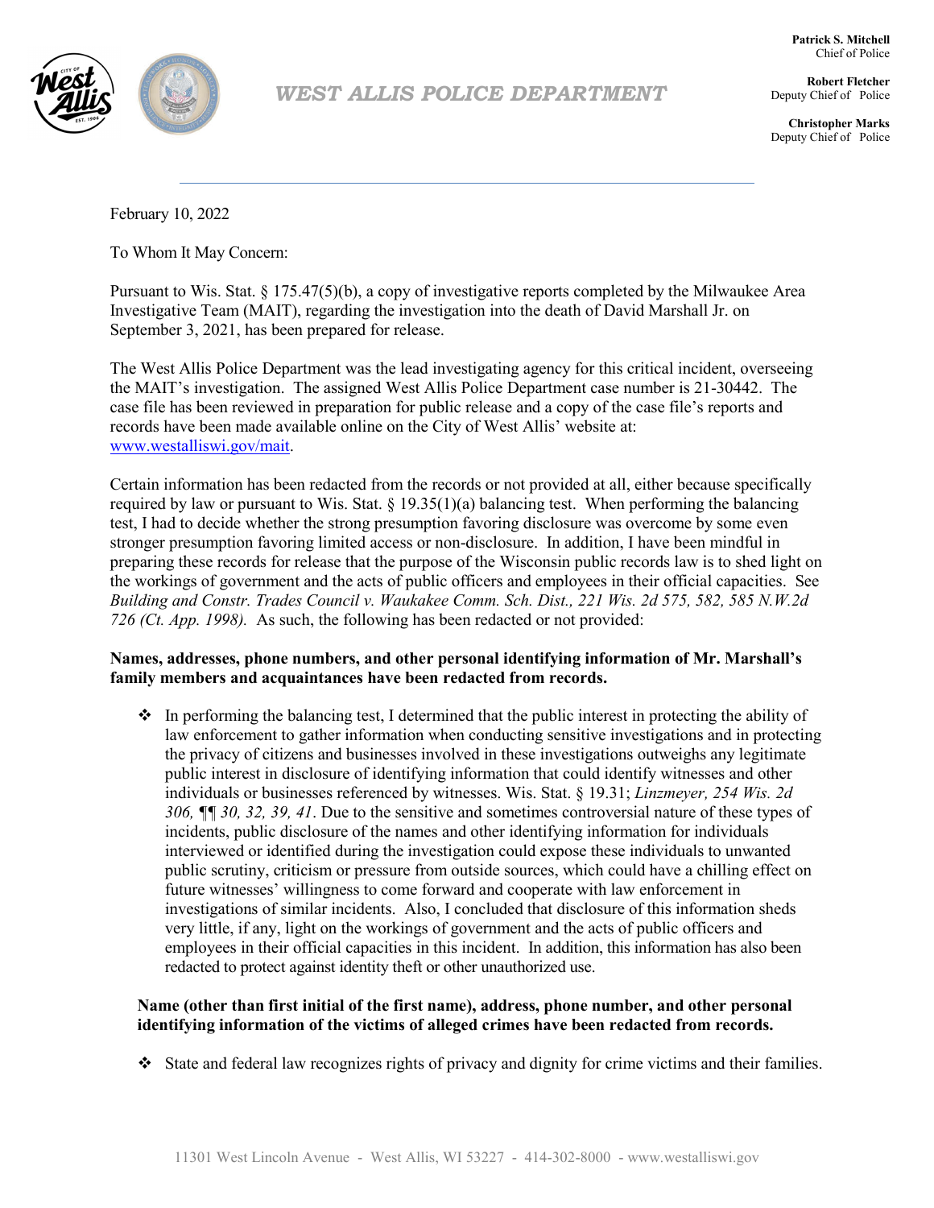Patrick S. Mitchell
Chief of Police

Robert Fletcher
Deputy Chief of Police

Christopher Marks
Deputy Chief of Police

# WEST ALLIS POLICE DEPARTMENT

February 10, 2022

To Whom It May Concern:

Pursuant to Wis. Stat. § 175.47(5)(b), a copy of investigative reports completed by the Milwaukee Area Investigative Team (MAIT), regarding the investigation into the death of David Marshall Jr. on September 3, 2021, has been prepared for release.

The West Allis Police Department was the lead investigating agency for this critical incident, overseeing the MAIT's investigation. The assigned West Allis Police Department case number is 21-30442. The case file has been reviewed in preparation for public release and a copy of the case file's reports and records have been made available online on the City of West Allis' website at: www.westalliswi.gov/mait.

Certain information has been redacted from the records or not provided at all, either because specifically required by law or pursuant to Wis. Stat. § 19.35(1)(a) balancing test. When performing the balancing test, I had to decide whether the strong presumption favoring disclosure was overcome by some even stronger presumption favoring limited access or non-disclosure. In addition, I have been mindful in preparing these records for release that the purpose of the Wisconsin public records law is to shed light on the workings of government and the acts of public officers and employees in their official capacities. See *Building and Constr. Trades Council v. Waukakee Comm. Sch. Dist., 221 Wis. 2d 575, 582, 585 N.W.2d 726 (Ct. App. 1998).* As such, the following has been redacted or not provided:

**Names, addresses, phone numbers, and other personal identifying information of Mr. Marshall's family members and acquaintances have been redacted from records.**

- In performing the balancing test, I determined that the public interest in protecting the ability of law enforcement to gather information when conducting sensitive investigations and in protecting the privacy of citizens and businesses involved in these investigations outweighs any legitimate public interest in disclosure of identifying information that could identify witnesses and other individuals or businesses referenced by witnesses. Wis. Stat. § 19.31; *Linzmeyer, 254 Wis. 2d 306, ¶¶ 30, 32, 39, 41*. Due to the sensitive and sometimes controversial nature of these types of incidents, public disclosure of the names and other identifying information for individuals interviewed or identified during the investigation could expose these individuals to unwanted public scrutiny, criticism or pressure from outside sources, which could have a chilling effect on future witnesses' willingness to come forward and cooperate with law enforcement in investigations of similar incidents. Also, I concluded that disclosure of this information sheds very little, if any, light on the workings of government and the acts of public officers and employees in their official capacities in this incident. In addition, this information has also been redacted to protect against identity theft or other unauthorized use.

**Name (other than first initial of the first name), address, phone number, and other personal identifying information of the victims of alleged crimes have been redacted from records.**

- State and federal law recognizes rights of privacy and dignity for crime victims and their families.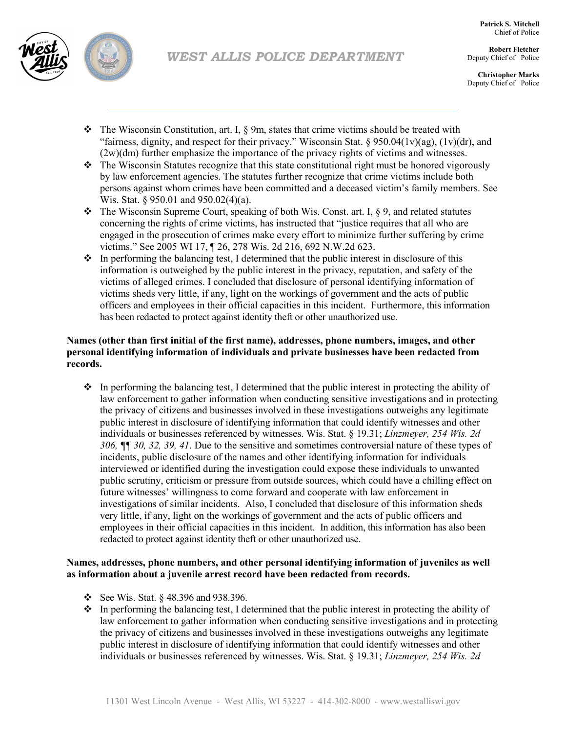- The Wisconsin Constitution, art. I, § 9m, states that crime victims should be treated with "fairness, dignity, and respect for their privacy." Wisconsin Stat. § 950.04(1v)(ag), (1v)(dr), and (2w)(dm) further emphasize the importance of the privacy rights of victims and witnesses.
- The Wisconsin Statutes recognize that this state constitutional right must be honored vigorously by law enforcement agencies. The statutes further recognize that crime victims include both persons against whom crimes have been committed and a deceased victim's family members. See Wis. Stat. § 950.01 and 950.02(4)(a).
- The Wisconsin Supreme Court, speaking of both Wis. Const. art. I, § 9, and related statutes concerning the rights of crime victims, has instructed that "justice requires that all who are engaged in the prosecution of crimes make every effort to minimize further suffering by crime victims." See 2005 WI 17, ¶ 26, 278 Wis. 2d 216, 692 N.W.2d 623.
- In performing the balancing test, I determined that the public interest in disclosure of this information is outweighed by the public interest in the privacy, reputation, and safety of the victims of alleged crimes. I concluded that disclosure of personal identifying information of victims sheds very little, if any, light on the workings of government and the acts of public officers and employees in their official capacities in this incident. Furthermore, this information has been redacted to protect against identity theft or other unauthorized use.

**Names (other than first initial of the first name), addresses, phone numbers, images, and other personal identifying information of individuals and private businesses have been redacted from records.**

- In performing the balancing test, I determined that the public interest in protecting the ability of law enforcement to gather information when conducting sensitive investigations and in protecting the privacy of citizens and businesses involved in these investigations outweighs any legitimate public interest in disclosure of identifying information that could identify witnesses and other individuals or businesses referenced by witnesses. Wis. Stat. § 19.31; *Linzmeyer, 254 Wis. 2d 306, ¶¶ 30, 32, 39, 41*. Due to the sensitive and sometimes controversial nature of these types of incidents, public disclosure of the names and other identifying information for individuals interviewed or identified during the investigation could expose these individuals to unwanted public scrutiny, criticism or pressure from outside sources, which could have a chilling effect on future witnesses' willingness to come forward and cooperate with law enforcement in investigations of similar incidents. Also, I concluded that disclosure of this information sheds very little, if any, light on the workings of government and the acts of public officers and employees in their official capacities in this incident. In addition, this information has also been redacted to protect against identity theft or other unauthorized use.

**Names, addresses, phone numbers, and other personal identifying information of juveniles as well as information about a juvenile arrest record have been redacted from records.**

- See Wis. Stat. § 48.396 and 938.396.
- In performing the balancing test, I determined that the public interest in protecting the ability of law enforcement to gather information when conducting sensitive investigations and in protecting the privacy of citizens and businesses involved in these investigations outweighs any legitimate public interest in disclosure of identifying information that could identify witnesses and other individuals or businesses referenced by witnesses. Wis. Stat. § 19.31; *Linzmeyer, 254 Wis. 2d*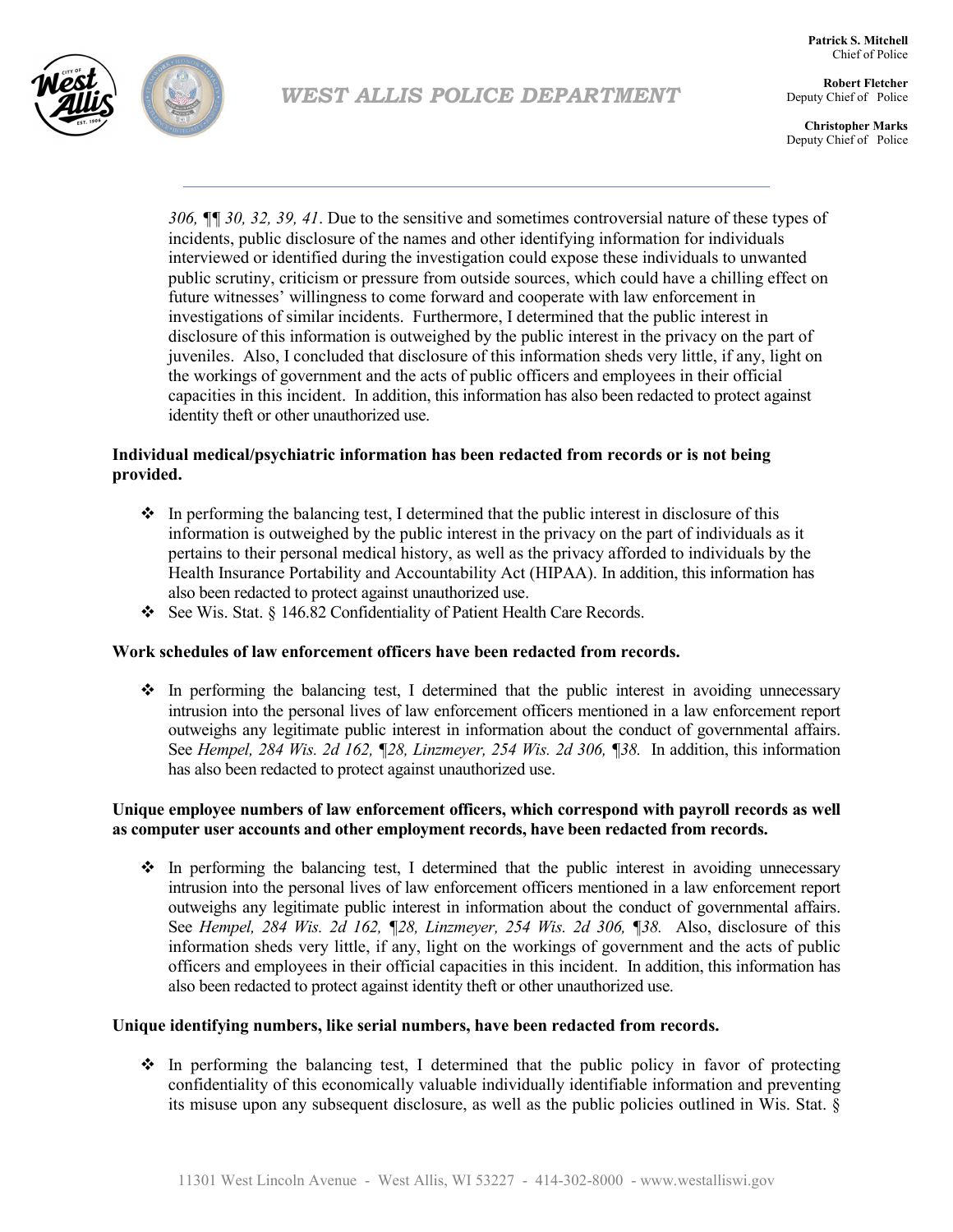*306, ¶¶ 30, 32, 39, 41*. Due to the sensitive and sometimes controversial nature of these types of incidents, public disclosure of the names and other identifying information for individuals interviewed or identified during the investigation could expose these individuals to unwanted public scrutiny, criticism or pressure from outside sources, which could have a chilling effect on future witnesses' willingness to come forward and cooperate with law enforcement in investigations of similar incidents. Furthermore, I determined that the public interest in disclosure of this information is outweighed by the public interest in the privacy on the part of juveniles. Also, I concluded that disclosure of this information sheds very little, if any, light on the workings of government and the acts of public officers and employees in their official capacities in this incident. In addition, this information has also been redacted to protect against identity theft or other unauthorized use.

**Individual medical/psychiatric information has been redacted from records or is not being provided.**

- ❖ In performing the balancing test, I determined that the public interest in disclosure of this information is outweighed by the public interest in the privacy on the part of individuals as it pertains to their personal medical history, as well as the privacy afforded to individuals by the Health Insurance Portability and Accountability Act (HIPAA). In addition, this information has also been redacted to protect against unauthorized use.
- ❖ See Wis. Stat. § 146.82 Confidentiality of Patient Health Care Records.

**Work schedules of law enforcement officers have been redacted from records.**

- ❖ In performing the balancing test, I determined that the public interest in avoiding unnecessary intrusion into the personal lives of law enforcement officers mentioned in a law enforcement report outweighs any legitimate public interest in information about the conduct of governmental affairs. See *Hempel, 284 Wis. 2d 162, ¶28, Linzmeyer, 254 Wis. 2d 306, ¶38.* In addition, this information has also been redacted to protect against unauthorized use.

**Unique employee numbers of law enforcement officers, which correspond with payroll records as well as computer user accounts and other employment records, have been redacted from records.**

- ❖ In performing the balancing test, I determined that the public interest in avoiding unnecessary intrusion into the personal lives of law enforcement officers mentioned in a law enforcement report outweighs any legitimate public interest in information about the conduct of governmental affairs. See *Hempel, 284 Wis. 2d 162, ¶28, Linzmeyer, 254 Wis. 2d 306, ¶38.* Also, disclosure of this information sheds very little, if any, light on the workings of government and the acts of public officers and employees in their official capacities in this incident. In addition, this information has also been redacted to protect against identity theft or other unauthorized use.

**Unique identifying numbers, like serial numbers, have been redacted from records.**

- ❖ In performing the balancing test, I determined that the public policy in favor of protecting confidentiality of this economically valuable individually identifiable information and preventing its misuse upon any subsequent disclosure, as well as the public policies outlined in Wis. Stat. §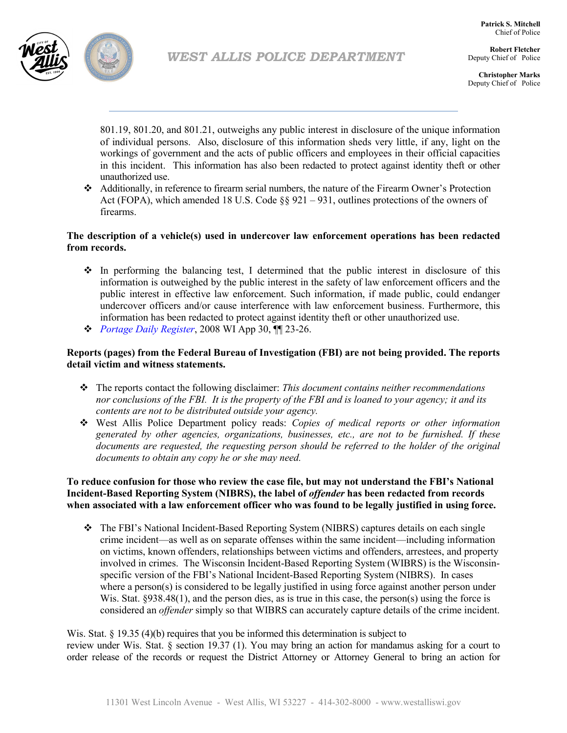801.19, 801.20, and 801.21, outweighs any public interest in disclosure of the unique information of individual persons. Also, disclosure of this information sheds very little, if any, light on the workings of government and the acts of public officers and employees in their official capacities in this incident. This information has also been redacted to protect against identity theft or other unauthorized use.

- Additionally, in reference to firearm serial numbers, the nature of the Firearm Owner's Protection Act (FOPA), which amended 18 U.S. Code §§ 921 – 931, outlines protections of the owners of firearms.

**The description of a vehicle(s) used in undercover law enforcement operations has been redacted from records.**

- In performing the balancing test, I determined that the public interest in disclosure of this information is outweighed by the public interest in the safety of law enforcement officers and the public interest in effective law enforcement. Such information, if made public, could endanger undercover officers and/or cause interference with law enforcement business. Furthermore, this information has been redacted to protect against identity theft or other unauthorized use.
- *Portage Daily Register*, 2008 WI App 30, ¶¶ 23-26.

**Reports (pages) from the Federal Bureau of Investigation (FBI) are not being provided. The reports detail victim and witness statements.**

- The reports contact the following disclaimer: *This document contains neither recommendations nor conclusions of the FBI. It is the property of the FBI and is loaned to your agency; it and its contents are not to be distributed outside your agency.*
- West Allis Police Department policy reads: *Copies of medical reports or other information generated by other agencies, organizations, businesses, etc., are not to be furnished. If these documents are requested, the requesting person should be referred to the holder of the original documents to obtain any copy he or she may need.*

**To reduce confusion for those who review the case file, but may not understand the FBI's National Incident-Based Reporting System (NIBRS), the label of *offender* has been redacted from records when associated with a law enforcement officer who was found to be legally justified in using force.**

- The FBI's National Incident-Based Reporting System (NIBRS) captures details on each single crime incident—as well as on separate offenses within the same incident—including information on victims, known offenders, relationships between victims and offenders, arrestees, and property involved in crimes. The Wisconsin Incident-Based Reporting System (WIBRS) is the Wisconsin-specific version of the FBI's National Incident-Based Reporting System (NIBRS). In cases where a person(s) is considered to be legally justified in using force against another person under Wis. Stat. §938.48(1), and the person dies, as is true in this case, the person(s) using the force is considered an *offender* simply so that WIBRS can accurately capture details of the crime incident.

Wis. Stat. § 19.35 (4)(b) requires that you be informed this determination is subject to review under Wis. Stat. § section 19.37 (1). You may bring an action for mandamus asking for a court to order release of the records or request the District Attorney or Attorney General to bring an action for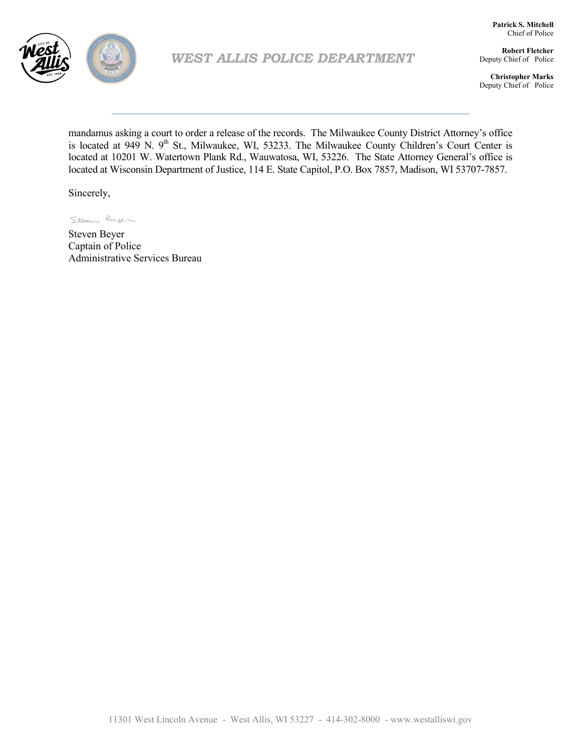mandamus asking a court to order a release of the records. The Milwaukee County District Attorney's office is located at 949 N. 9th St., Milwaukee, WI, 53233. The Milwaukee County Children's Court Center is located at 10201 W. Watertown Plank Rd., Wauwatosa, WI, 53226. The State Attorney General's office is located at Wisconsin Department of Justice, 114 E. State Capitol, P.O. Box 7857, Madison, WI 53707-7857.

Sincerely,

Steven Beyer
Captain of Police
Administrative Services Bureau